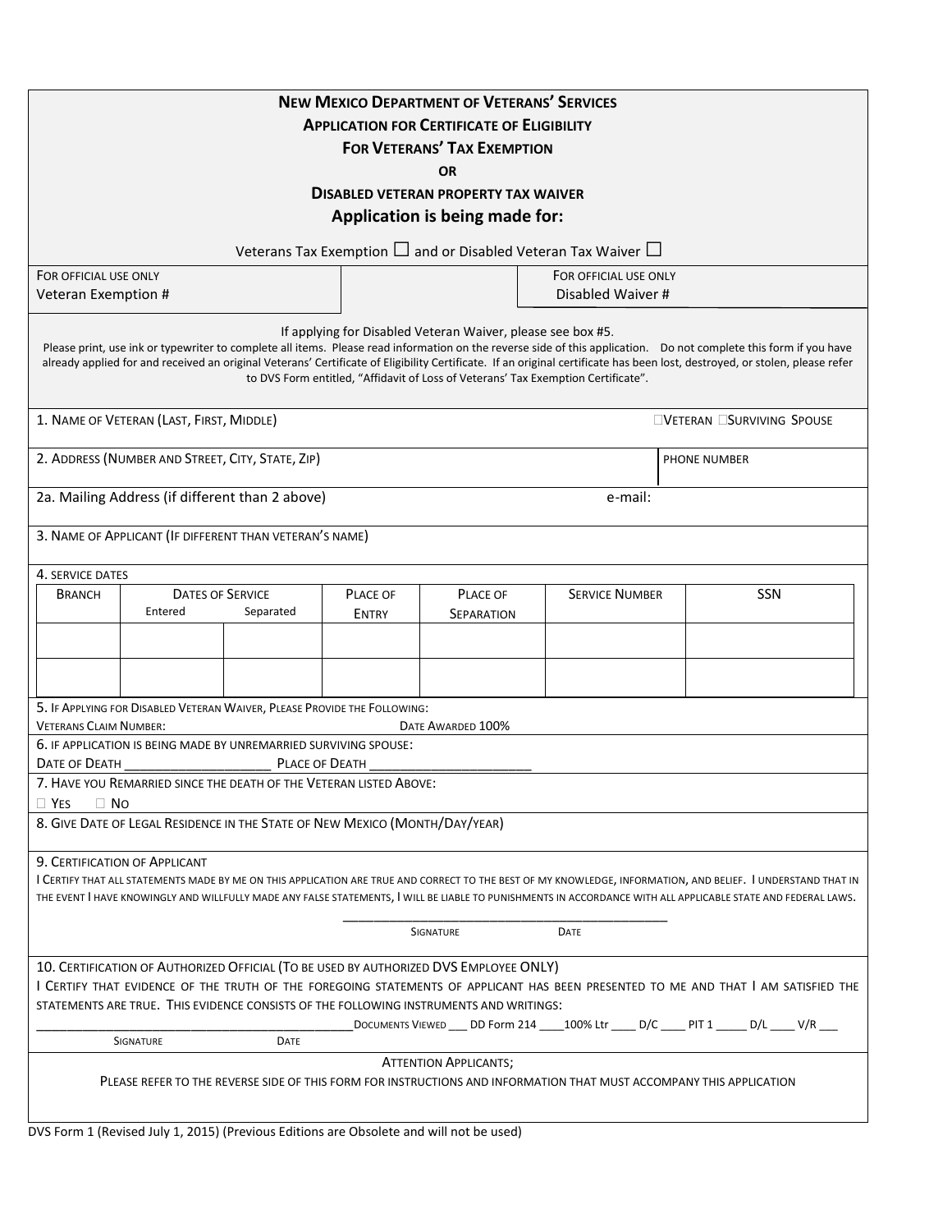# New Mexico Department of Veterans' Services

## Application for Certificate of Eligibility

## For Veterans' Tax Exemption

**OR**

## Disabled Veteran Property Tax Waiver

**Application is being made for:**

Veterans Tax Exemption ☐ and or Disabled Veteran Tax Waiver ☐

| For official use only<br>Veteran Exemption # | | For official use only<br>Disabled Waiver # |
|---|---|---|

If applying for Disabled Veteran Waiver, please see box #5.

Please print, use ink or typewriter to complete all items. Please read information on the reverse side of this application. Do not complete this form if you have already applied for and received an original Veterans' Certificate of Eligibility Certificate. If an original certificate has been lost, destroyed, or stolen, please refer to DVS Form entitled, "Affidavit of Loss of Veterans' Tax Exemption Certificate".

1. Name of Veteran (Last, First, Middle) ☐Veteran ☐Surviving Spouse

2. Address (Number and Street, City, State, Zip) Phone Number

2a. Mailing Address (if different than 2 above) e-mail:

3. Name of Applicant (If different than veteran's name)

4. Service Dates

| Branch | Dates of Service Entered | Separated | Place of Entry | Place of Separation | Service Number | SSN |
|---|---|---|---|---|---|---|
| | | | | | | |
| | | | | | | |

5. If Applying for Disabled Veteran Waiver, Please Provide the Following:
Veterans Claim Number: Date Awarded 100%

6. If application is being made by unremarried surviving spouse:
Date of Death ____________________ Place of Death ______________________

7. Have you Remarried since the death of the Veteran listed Above:
☐ Yes ☐ No

8. Give Date of Legal Residence in the State of New Mexico (Month/Day/year)

9. Certification of Applicant
I certify that all statements made by me on this application are true and correct to the best of my knowledge, information, and belief. I understand that in the event I have knowingly and willfully made any false statements, I will be liable to punishments in accordance with all applicable state and federal laws.

_____________________________________________
Signature Date

10. Certification of Authorized Official (To be used by authorized DVS Employee ONLY)
I certify that evidence of the truth of the foregoing statements of applicant has been presented to me and that I am satisfied the statements are true. This evidence consists of the following instruments and writings:

_____________________________________________ Documents Viewed ___ DD Form 214 ____100% Ltr ____ D/C ____ PIT 1 _____ D/L ____ V/R ___
Signature Date

Attention Applicants;
Please refer to the reverse side of this form for instructions and information that must accompany this application

DVS Form 1 (Revised July 1, 2015) (Previous Editions are Obsolete and will not be used)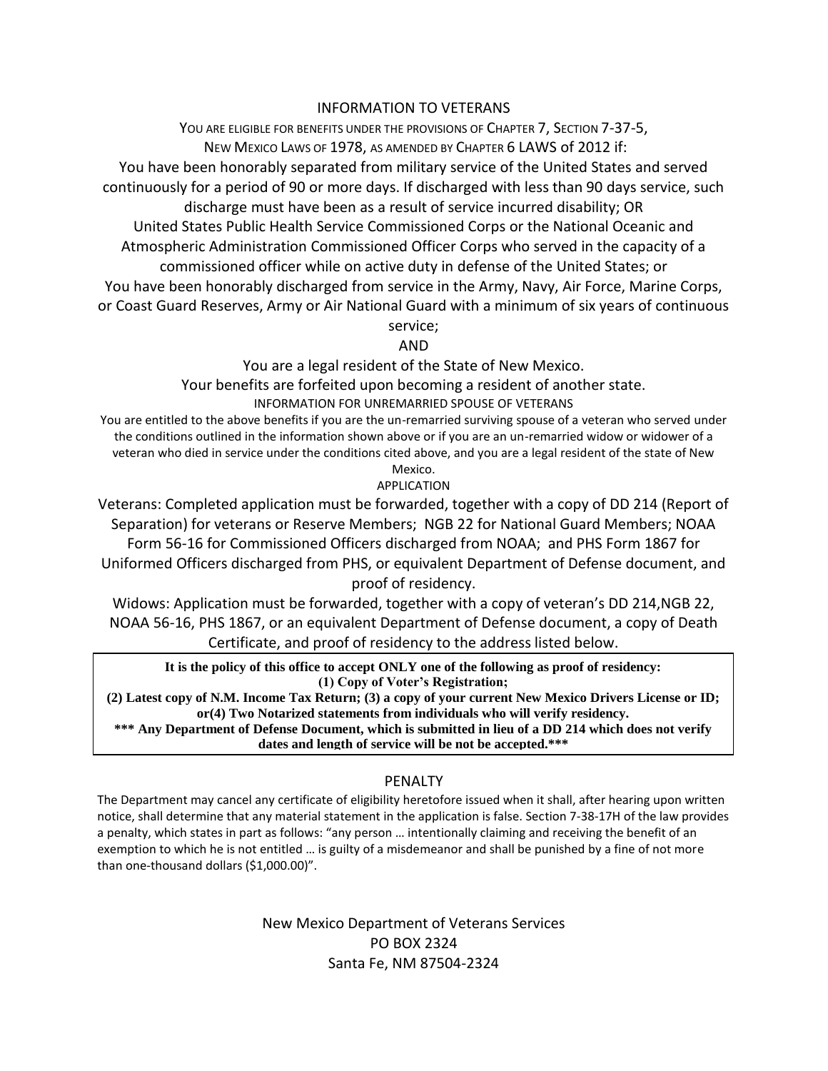## INFORMATION TO VETERANS

YOU ARE ELIGIBLE FOR BENEFITS UNDER THE PROVISIONS OF CHAPTER 7, SECTION 7-37-5, NEW MEXICO LAWS OF 1978, AS AMENDED BY CHAPTER 6 LAWS of 2012 if:

You have been honorably separated from military service of the United States and served continuously for a period of 90 or more days. If discharged with less than 90 days service, such discharge must have been as a result of service incurred disability; OR

United States Public Health Service Commissioned Corps or the National Oceanic and Atmospheric Administration Commissioned Officer Corps who served in the capacity of a commissioned officer while on active duty in defense of the United States; or

You have been honorably discharged from service in the Army, Navy, Air Force, Marine Corps, or Coast Guard Reserves, Army or Air National Guard with a minimum of six years of continuous service;

AND

You are a legal resident of the State of New Mexico.

Your benefits are forfeited upon becoming a resident of another state.

### INFORMATION FOR UNREMARRIED SPOUSE OF VETERANS

You are entitled to the above benefits if you are the un-remarried surviving spouse of a veteran who served under the conditions outlined in the information shown above or if you are an un-remarried widow or widower of a veteran who died in service under the conditions cited above, and you are a legal resident of the state of New Mexico.

### APPLICATION

Veterans: Completed application must be forwarded, together with a copy of DD 214 (Report of Separation) for veterans or Reserve Members; NGB 22 for National Guard Members; NOAA Form 56-16 for Commissioned Officers discharged from NOAA; and PHS Form 1867 for Uniformed Officers discharged from PHS, or equivalent Department of Defense document, and proof of residency.

Widows: Application must be forwarded, together with a copy of veteran's DD 214,NGB 22, NOAA 56-16, PHS 1867, or an equivalent Department of Defense document, a copy of Death Certificate, and proof of residency to the address listed below.

**It is the policy of this office to accept ONLY one of the following as proof of residency:**
**(1) Copy of Voter's Registration;**
**(2) Latest copy of N.M. Income Tax Return; (3) a copy of your current New Mexico Drivers License or ID; or(4) Two Notarized statements from individuals who will verify residency.**
**\*\*\* Any Department of Defense Document, which is submitted in lieu of a DD 214 which does not verify dates and length of service will be not be accepted.\*\*\***

### PENALTY

The Department may cancel any certificate of eligibility heretofore issued when it shall, after hearing upon written notice, shall determine that any material statement in the application is false. Section 7-38-17H of the law provides a penalty, which states in part as follows: "any person … intentionally claiming and receiving the benefit of an exemption to which he is not entitled … is guilty of a misdemeanor and shall be punished by a fine of not more than one-thousand dollars ($1,000.00)".

New Mexico Department of Veterans Services
PO BOX 2324
Santa Fe, NM 87504-2324